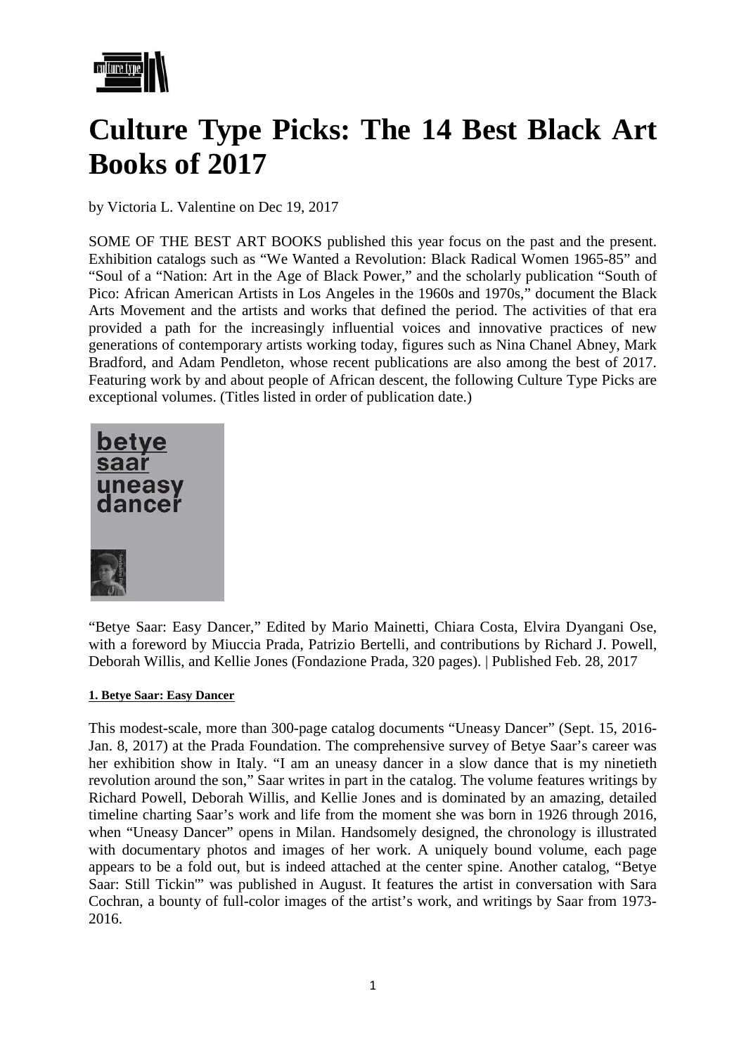# Culture Type Picks: The 14 Best Black Art Books of 2017

by Victoria L. Valentine on Dec 19, 2017

SOME OF THE BEST ART BOOKS published this year focus on the past and the present. Exhibition catalogs such as "We Wanted a Revolution: Black Radical Women 1965-85" and "Soul of a "Nation: Art in the Age of Black Power," and the scholarly publication "South of Pico: African American Artists in Los Angeles in the 1960s and 1970s," document the Black Arts Movement and the artists and works that defined the period. The activities of that era provided a path for the increasingly influential voices and innovative practices of new generations of contemporary artists working today, figures such as Nina Chanel Abney, Mark Bradford, and Adam Pendleton, whose recent publications are also among the best of 2017. Featuring work by and about people of African descent, the following Culture Type Picks are exceptional volumes. (Titles listed in order of publication date.)

"Betye Saar: Easy Dancer," Edited by Mario Mainetti, Chiara Costa, Elvira Dyangani Ose, with a foreword by Miuccia Prada, Patrizio Bertelli, and contributions by Richard J. Powell, Deborah Willis, and Kellie Jones (Fondazione Prada, 320 pages). | Published Feb. 28, 2017

**1. Betye Saar: Easy Dancer**

This modest-scale, more than 300-page catalog documents "Uneasy Dancer" (Sept. 15, 2016-Jan. 8, 2017) at the Prada Foundation. The comprehensive survey of Betye Saar's career was her exhibition show in Italy. "I am an uneasy dancer in a slow dance that is my ninetieth revolution around the son," Saar writes in part in the catalog. The volume features writings by Richard Powell, Deborah Willis, and Kellie Jones and is dominated by an amazing, detailed timeline charting Saar's work and life from the moment she was born in 1926 through 2016, when "Uneasy Dancer" opens in Milan. Handsomely designed, the chronology is illustrated with documentary photos and images of her work. A uniquely bound volume, each page appears to be a fold out, but is indeed attached at the center spine. Another catalog, "Betye Saar: Still Tickin'" was published in August. It features the artist in conversation with Sara Cochran, a bounty of full-color images of the artist's work, and writings by Saar from 1973-2016.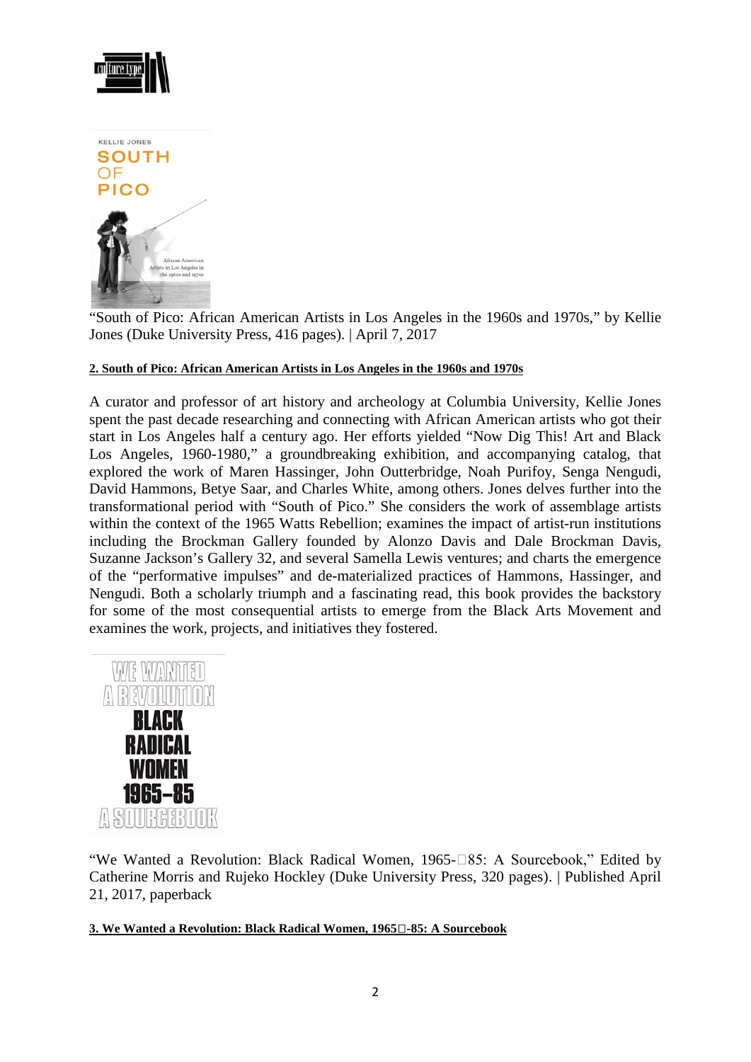"South of Pico: African American Artists in Los Angeles in the 1960s and 1970s," by Kellie Jones (Duke University Press, 416 pages). | April 7, 2017

**2. South of Pico: African American Artists in Los Angeles in the 1960s and 1970s**

A curator and professor of art history and archeology at Columbia University, Kellie Jones spent the past decade researching and connecting with African American artists who got their start in Los Angeles half a century ago. Her efforts yielded "Now Dig This! Art and Black Los Angeles, 1960-1980," a groundbreaking exhibition, and accompanying catalog, that explored the work of Maren Hassinger, John Outterbridge, Noah Purifoy, Senga Nengudi, David Hammons, Betye Saar, and Charles White, among others. Jones delves further into the transformational period with "South of Pico." She considers the work of assemblage artists within the context of the 1965 Watts Rebellion; examines the impact of artist-run institutions including the Brockman Gallery founded by Alonzo Davis and Dale Brockman Davis, Suzanne Jackson's Gallery 32, and several Samella Lewis ventures; and charts the emergence of the "performative impulses" and de-materialized practices of Hammons, Hassinger, and Nengudi. Both a scholarly triumph and a fascinating read, this book provides the backstory for some of the most consequential artists to emerge from the Black Arts Movement and examines the work, projects, and initiatives they fostered.

"We Wanted a Revolution: Black Radical Women, 1965-85: A Sourcebook," Edited by Catherine Morris and Rujeko Hockley (Duke University Press, 320 pages). | Published April 21, 2017, paperback

**3. We Wanted a Revolution: Black Radical Women, 1965-85: A Sourcebook**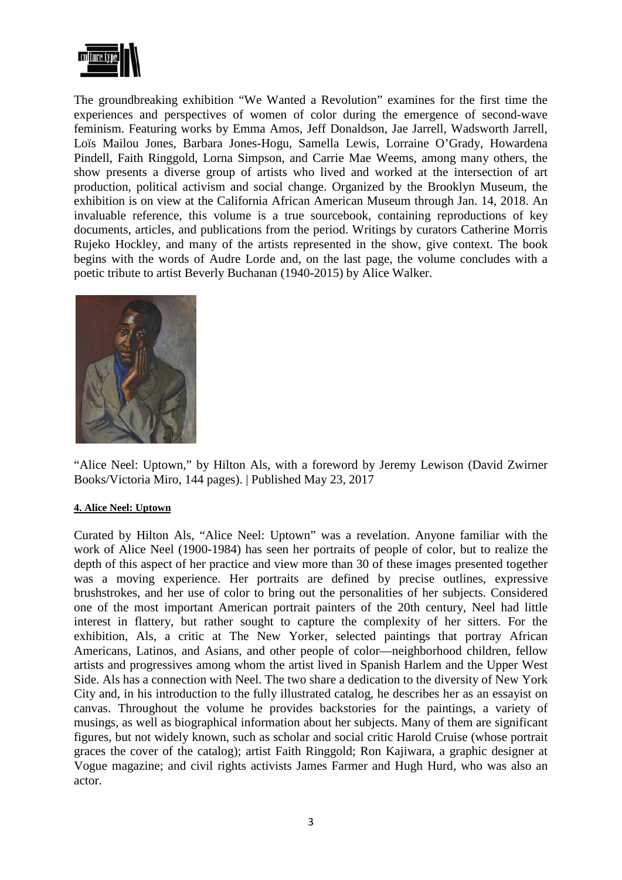The groundbreaking exhibition "We Wanted a Revolution" examines for the first time the experiences and perspectives of women of color during the emergence of second-wave feminism. Featuring works by Emma Amos, Jeff Donaldson, Jae Jarrell, Wadsworth Jarrell, Loïs Mailou Jones, Barbara Jones-Hogu, Samella Lewis, Lorraine O'Grady, Howardena Pindell, Faith Ringgold, Lorna Simpson, and Carrie Mae Weems, among many others, the show presents a diverse group of artists who lived and worked at the intersection of art production, political activism and social change. Organized by the Brooklyn Museum, the exhibition is on view at the California African American Museum through Jan. 14, 2018. An invaluable reference, this volume is a true sourcebook, containing reproductions of key documents, articles, and publications from the period. Writings by curators Catherine Morris Rujeko Hockley, and many of the artists represented in the show, give context. The book begins with the words of Audre Lorde and, on the last page, the volume concludes with a poetic tribute to artist Beverly Buchanan (1940-2015) by Alice Walker.

"Alice Neel: Uptown," by Hilton Als, with a foreword by Jeremy Lewison (David Zwirner Books/Victoria Miro, 144 pages). | Published May 23, 2017

#### 4. Alice Neel: Uptown

Curated by Hilton Als, "Alice Neel: Uptown" was a revelation. Anyone familiar with the work of Alice Neel (1900-1984) has seen her portraits of people of color, but to realize the depth of this aspect of her practice and view more than 30 of these images presented together was a moving experience. Her portraits are defined by precise outlines, expressive brushstrokes, and her use of color to bring out the personalities of her subjects. Considered one of the most important American portrait painters of the 20th century, Neel had little interest in flattery, but rather sought to capture the complexity of her sitters. For the exhibition, Als, a critic at The New Yorker, selected paintings that portray African Americans, Latinos, and Asians, and other people of color—neighborhood children, fellow artists and progressives among whom the artist lived in Spanish Harlem and the Upper West Side. Als has a connection with Neel. The two share a dedication to the diversity of New York City and, in his introduction to the fully illustrated catalog, he describes her as an essayist on canvas. Throughout the volume he provides backstories for the paintings, a variety of musings, as well as biographical information about her subjects. Many of them are significant figures, but not widely known, such as scholar and social critic Harold Cruise (whose portrait graces the cover of the catalog); artist Faith Ringgold; Ron Kajiwara, a graphic designer at Vogue magazine; and civil rights activists James Farmer and Hugh Hurd, who was also an actor.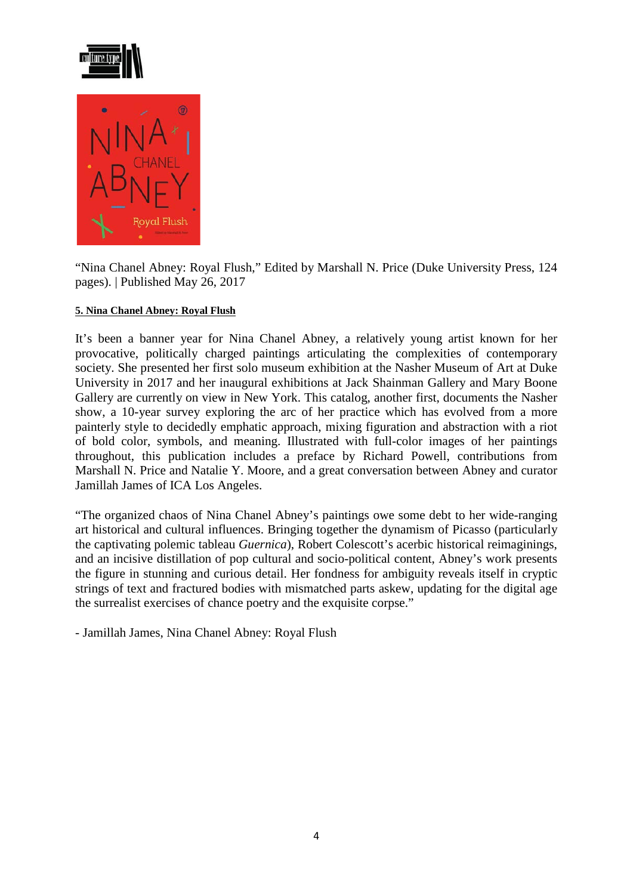"Nina Chanel Abney: Royal Flush," Edited by Marshall N. Price (Duke University Press, 124 pages). | Published May 26, 2017

**5. Nina Chanel Abney: Royal Flush**

It's been a banner year for Nina Chanel Abney, a relatively young artist known for her provocative, politically charged paintings articulating the complexities of contemporary society. She presented her first solo museum exhibition at the Nasher Museum of Art at Duke University in 2017 and her inaugural exhibitions at Jack Shainman Gallery and Mary Boone Gallery are currently on view in New York. This catalog, another first, documents the Nasher show, a 10-year survey exploring the arc of her practice which has evolved from a more painterly style to decidedly emphatic approach, mixing figuration and abstraction with a riot of bold color, symbols, and meaning. Illustrated with full-color images of her paintings throughout, this publication includes a preface by Richard Powell, contributions from Marshall N. Price and Natalie Y. Moore, and a great conversation between Abney and curator Jamillah James of ICA Los Angeles.

"The organized chaos of Nina Chanel Abney's paintings owe some debt to her wide-ranging art historical and cultural influences. Bringing together the dynamism of Picasso (particularly the captivating polemic tableau *Guernica*), Robert Colescott's acerbic historical reimaginings, and an incisive distillation of pop cultural and socio-political content, Abney's work presents the figure in stunning and curious detail. Her fondness for ambiguity reveals itself in cryptic strings of text and fractured bodies with mismatched parts askew, updating for the digital age the surrealist exercises of chance poetry and the exquisite corpse."

- Jamillah James, Nina Chanel Abney: Royal Flush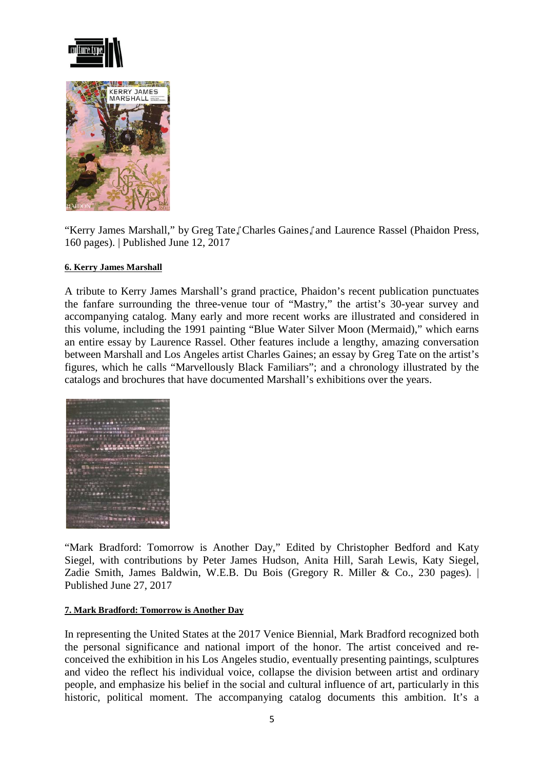"Kerry James Marshall," by Greg Tate, Charles Gaines, and Laurence Rassel (Phaidon Press, 160 pages). | Published June 12, 2017

**6. Kerry James Marshall**

A tribute to Kerry James Marshall's grand practice, Phaidon's recent publication punctuates the fanfare surrounding the three-venue tour of "Mastry," the artist's 30-year survey and accompanying catalog. Many early and more recent works are illustrated and considered in this volume, including the 1991 painting "Blue Water Silver Moon (Mermaid)," which earns an entire essay by Laurence Rassel. Other features include a lengthy, amazing conversation between Marshall and Los Angeles artist Charles Gaines; an essay by Greg Tate on the artist's figures, which he calls "Marvellously Black Familiars"; and a chronology illustrated by the catalogs and brochures that have documented Marshall's exhibitions over the years.

"Mark Bradford: Tomorrow is Another Day," Edited by Christopher Bedford and Katy Siegel, with contributions by Peter James Hudson, Anita Hill, Sarah Lewis, Katy Siegel, Zadie Smith, James Baldwin, W.E.B. Du Bois (Gregory R. Miller & Co., 230 pages). | Published June 27, 2017

**7. Mark Bradford: Tomorrow is Another Day**

In representing the United States at the 2017 Venice Biennial, Mark Bradford recognized both the personal significance and national import of the honor. The artist conceived and re-conceived the exhibition in his Los Angeles studio, eventually presenting paintings, sculptures and video the reflect his individual voice, collapse the division between artist and ordinary people, and emphasize his belief in the social and cultural influence of art, particularly in this historic, political moment. The accompanying catalog documents this ambition. It's a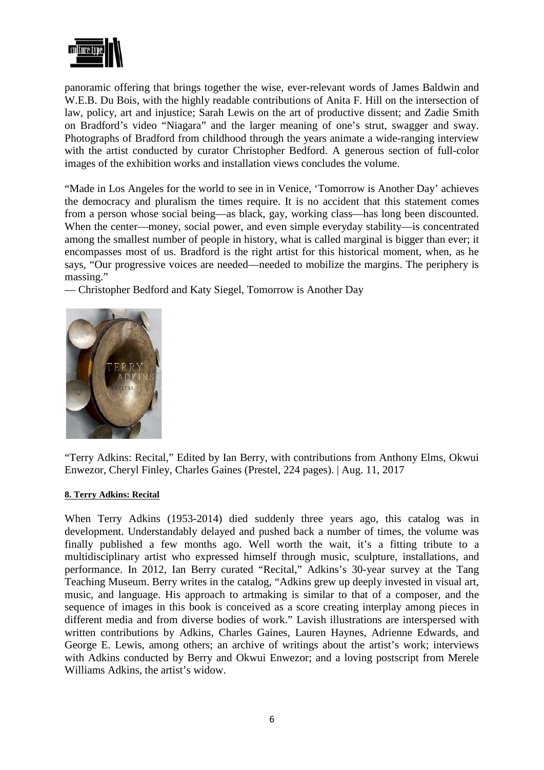panoramic offering that brings together the wise, ever-relevant words of James Baldwin and W.E.B. Du Bois, with the highly readable contributions of Anita F. Hill on the intersection of law, policy, art and injustice; Sarah Lewis on the art of productive dissent; and Zadie Smith on Bradford's video "Niagara" and the larger meaning of one's strut, swagger and sway. Photographs of Bradford from childhood through the years animate a wide-ranging interview with the artist conducted by curator Christopher Bedford. A generous section of full-color images of the exhibition works and installation views concludes the volume.

"Made in Los Angeles for the world to see in in Venice, 'Tomorrow is Another Day' achieves the democracy and pluralism the times require. It is no accident that this statement comes from a person whose social being—as black, gay, working class—has long been discounted. When the center—money, social power, and even simple everyday stability—is concentrated among the smallest number of people in history, what is called marginal is bigger than ever; it encompasses most of us. Bradford is the right artist for this historical moment, when, as he says, "Our progressive voices are needed—needed to mobilize the margins. The periphery is massing."

— Christopher Bedford and Katy Siegel, Tomorrow is Another Day

"Terry Adkins: Recital," Edited by Ian Berry, with contributions from Anthony Elms, Okwui Enwezor, Cheryl Finley, Charles Gaines (Prestel, 224 pages). | Aug. 11, 2017

**8. Terry Adkins: Recital**

When Terry Adkins (1953-2014) died suddenly three years ago, this catalog was in development. Understandably delayed and pushed back a number of times, the volume was finally published a few months ago. Well worth the wait, it's a fitting tribute to a multidisciplinary artist who expressed himself through music, sculpture, installations, and performance. In 2012, Ian Berry curated "Recital," Adkins's 30-year survey at the Tang Teaching Museum. Berry writes in the catalog, "Adkins grew up deeply invested in visual art, music, and language. His approach to artmaking is similar to that of a composer, and the sequence of images in this book is conceived as a score creating interplay among pieces in different media and from diverse bodies of work." Lavish illustrations are interspersed with written contributions by Adkins, Charles Gaines, Lauren Haynes, Adrienne Edwards, and George E. Lewis, among others; an archive of writings about the artist's work; interviews with Adkins conducted by Berry and Okwui Enwezor; and a loving postscript from Merele Williams Adkins, the artist's widow.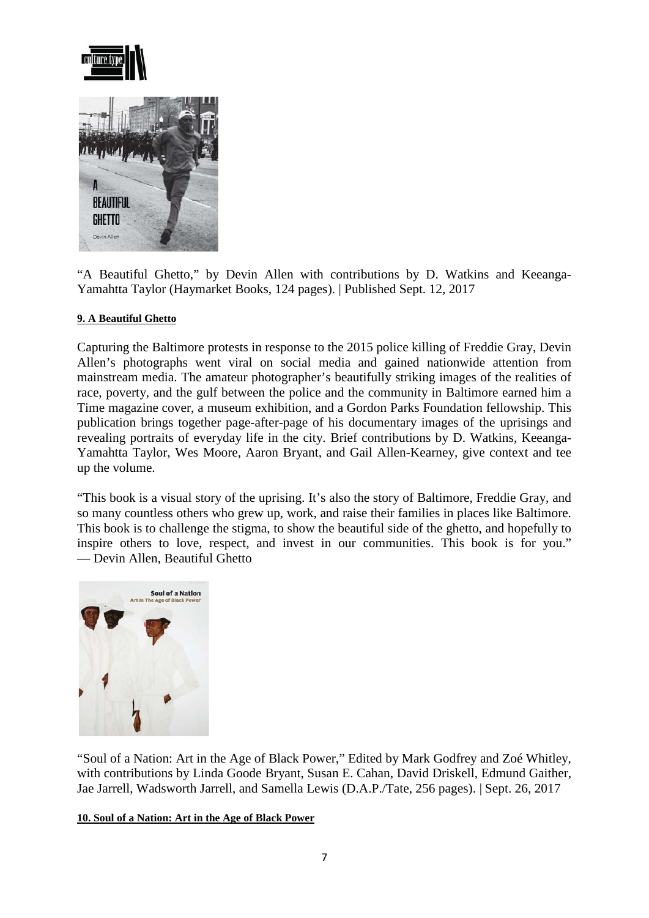“A Beautiful Ghetto,” by Devin Allen with contributions by D. Watkins and Keeanga-Yamahtta Taylor (Haymarket Books, 124 pages). | Published Sept. 12, 2017

**9. A Beautiful Ghetto**

Capturing the Baltimore protests in response to the 2015 police killing of Freddie Gray, Devin Allen’s photographs went viral on social media and gained nationwide attention from mainstream media. The amateur photographer’s beautifully striking images of the realities of race, poverty, and the gulf between the police and the community in Baltimore earned him a Time magazine cover, a museum exhibition, and a Gordon Parks Foundation fellowship. This publication brings together page-after-page of his documentary images of the uprisings and revealing portraits of everyday life in the city. Brief contributions by D. Watkins, Keeanga-Yamahtta Taylor, Wes Moore, Aaron Bryant, and Gail Allen-Kearney, give context and tee up the volume.

“This book is a visual story of the uprising. It’s also the story of Baltimore, Freddie Gray, and so many countless others who grew up, work, and raise their families in places like Baltimore. This book is to challenge the stigma, to show the beautiful side of the ghetto, and hopefully to inspire others to love, respect, and invest in our communities. This book is for you.” — Devin Allen, Beautiful Ghetto

“Soul of a Nation: Art in the Age of Black Power,” Edited by Mark Godfrey and Zoé Whitley, with contributions by Linda Goode Bryant, Susan E. Cahan, David Driskell, Edmund Gaither, Jae Jarrell, Wadsworth Jarrell, and Samella Lewis (D.A.P./Tate, 256 pages). | Sept. 26, 2017

**10. Soul of a Nation: Art in the Age of Black Power**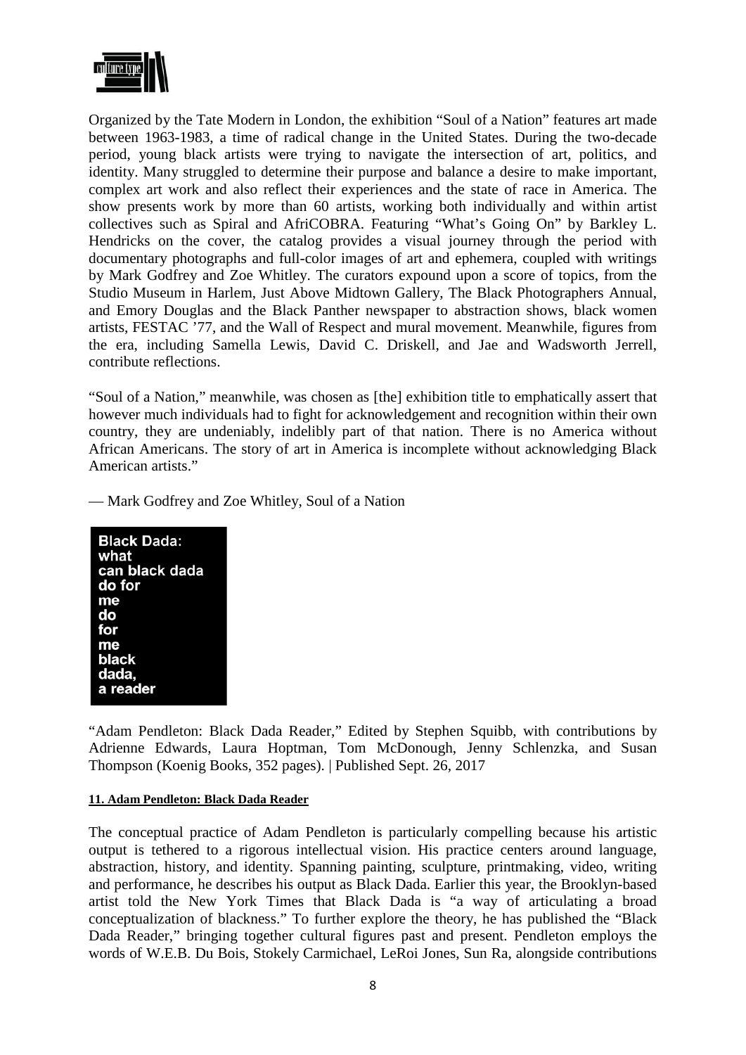Organized by the Tate Modern in London, the exhibition "Soul of a Nation" features art made between 1963-1983, a time of radical change in the United States. During the two-decade period, young black artists were trying to navigate the intersection of art, politics, and identity. Many struggled to determine their purpose and balance a desire to make important, complex art work and also reflect their experiences and the state of race in America. The show presents work by more than 60 artists, working both individually and within artist collectives such as Spiral and AfriCOBRA. Featuring "What's Going On" by Barkley L. Hendricks on the cover, the catalog provides a visual journey through the period with documentary photographs and full-color images of art and ephemera, coupled with writings by Mark Godfrey and Zoe Whitley. The curators expound upon a score of topics, from the Studio Museum in Harlem, Just Above Midtown Gallery, The Black Photographers Annual, and Emory Douglas and the Black Panther newspaper to abstraction shows, black women artists, FESTAC '77, and the Wall of Respect and mural movement. Meanwhile, figures from the era, including Samella Lewis, David C. Driskell, and Jae and Wadsworth Jerrell, contribute reflections.

"Soul of a Nation," meanwhile, was chosen as [the] exhibition title to emphatically assert that however much individuals had to fight for acknowledgement and recognition within their own country, they are undeniably, indelibly part of that nation. There is no America without African Americans. The story of art in America is incomplete without acknowledging Black American artists."

— Mark Godfrey and Zoe Whitley, Soul of a Nation

**Black Dada:**
**what**
**can black dada**
**do for**
**me**
**do**
**for**
**me**
**black**
**dada,**
**a reader**

"Adam Pendleton: Black Dada Reader," Edited by Stephen Squibb, with contributions by Adrienne Edwards, Laura Hoptman, Tom McDonough, Jenny Schlenzka, and Susan Thompson (Koenig Books, 352 pages). | Published Sept. 26, 2017

#### **11. Adam Pendleton: Black Dada Reader**

The conceptual practice of Adam Pendleton is particularly compelling because his artistic output is tethered to a rigorous intellectual vision. His practice centers around language, abstraction, history, and identity. Spanning painting, sculpture, printmaking, video, writing and performance, he describes his output as Black Dada. Earlier this year, the Brooklyn-based artist told the New York Times that Black Dada is "a way of articulating a broad conceptualization of blackness." To further explore the theory, he has published the "Black Dada Reader," bringing together cultural figures past and present. Pendleton employs the words of W.E.B. Du Bois, Stokely Carmichael, LeRoi Jones, Sun Ra, alongside contributions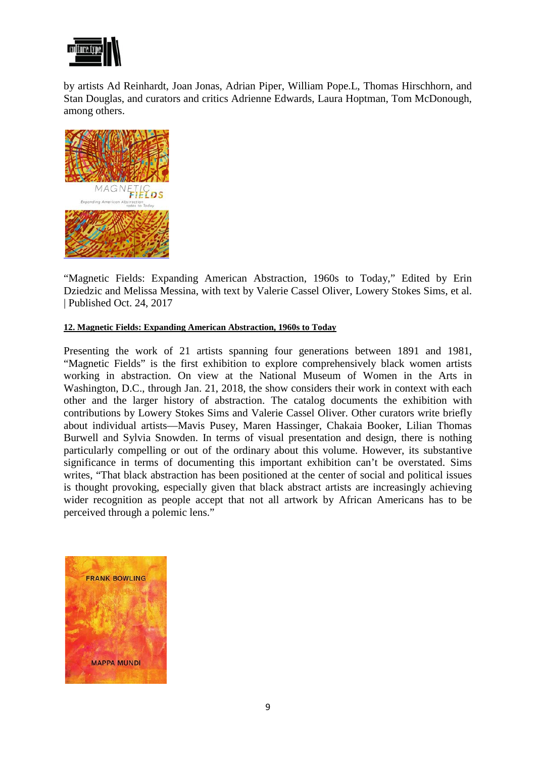by artists Ad Reinhardt, Joan Jonas, Adrian Piper, William Pope.L, Thomas Hirschhorn, and Stan Douglas, and curators and critics Adrienne Edwards, Laura Hoptman, Tom McDonough, among others.

"Magnetic Fields: Expanding American Abstraction, 1960s to Today," Edited by Erin Dziedzic and Melissa Messina, with text by Valerie Cassel Oliver, Lowery Stokes Sims, et al. | Published Oct. 24, 2017

**12. Magnetic Fields: Expanding American Abstraction, 1960s to Today**

Presenting the work of 21 artists spanning four generations between 1891 and 1981, "Magnetic Fields" is the first exhibition to explore comprehensively black women artists working in abstraction. On view at the National Museum of Women in the Arts in Washington, D.C., through Jan. 21, 2018, the show considers their work in context with each other and the larger history of abstraction. The catalog documents the exhibition with contributions by Lowery Stokes Sims and Valerie Cassel Oliver. Other curators write briefly about individual artists—Mavis Pusey, Maren Hassinger, Chakaia Booker, Lilian Thomas Burwell and Sylvia Snowden. In terms of visual presentation and design, there is nothing particularly compelling or out of the ordinary about this volume. However, its substantive significance in terms of documenting this important exhibition can't be overstated. Sims writes, "That black abstraction has been positioned at the center of social and political issues is thought provoking, especially given that black abstract artists are increasingly achieving wider recognition as people accept that not all artwork by African Americans has to be perceived through a polemic lens."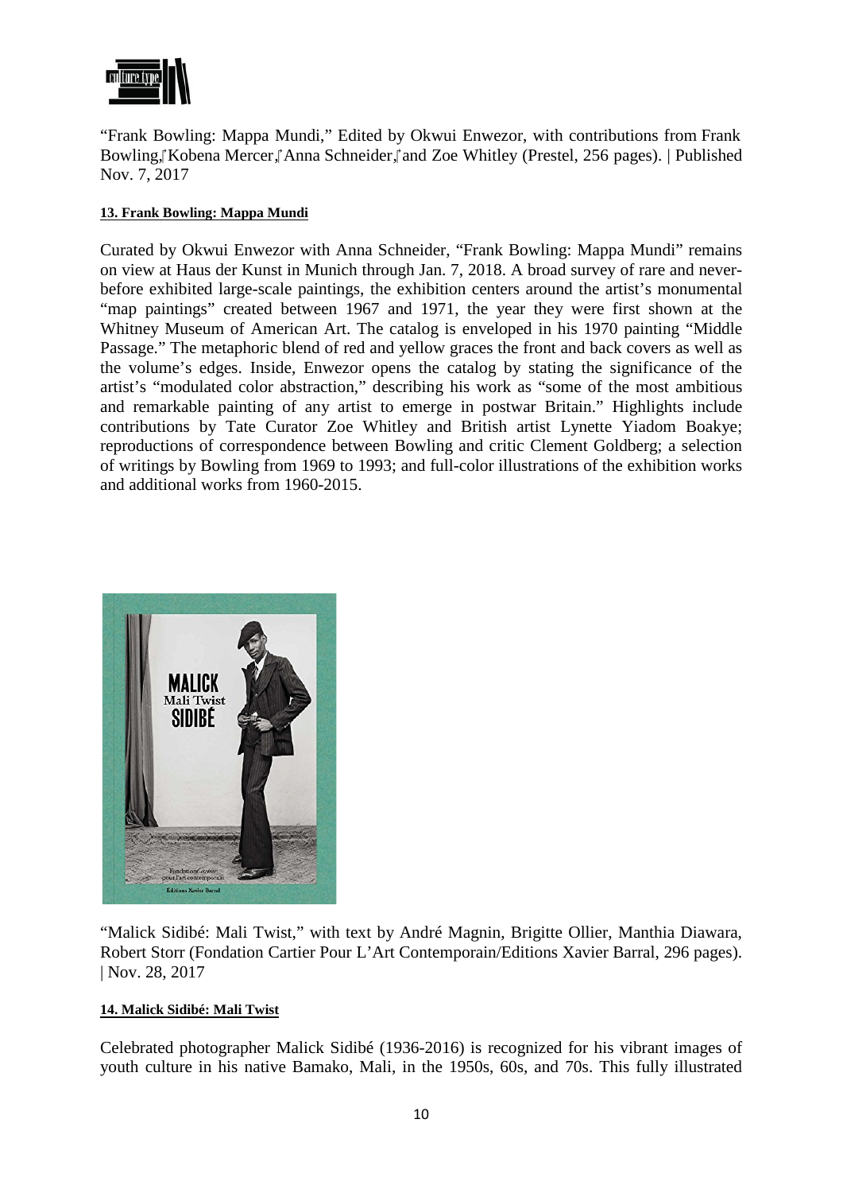"Frank Bowling: Mappa Mundi," Edited by Okwui Enwezor, with contributions from Frank Bowling,‎ Kobena Mercer,‎ Anna Schneider,‎ and Zoe Whitley (Prestel, 256 pages). | Published Nov. 7, 2017

**13. Frank Bowling: Mappa Mundi**

Curated by Okwui Enwezor with Anna Schneider, "Frank Bowling: Mappa Mundi" remains on view at Haus der Kunst in Munich through Jan. 7, 2018. A broad survey of rare and never-before exhibited large-scale paintings, the exhibition centers around the artist's monumental "map paintings" created between 1967 and 1971, the year they were first shown at the Whitney Museum of American Art. The catalog is enveloped in his 1970 painting "Middle Passage." The metaphoric blend of red and yellow graces the front and back covers as well as the volume's edges. Inside, Enwezor opens the catalog by stating the significance of the artist's "modulated color abstraction," describing his work as "some of the most ambitious and remarkable painting of any artist to emerge in postwar Britain." Highlights include contributions by Tate Curator Zoe Whitley and British artist Lynette Yiadom Boakye; reproductions of correspondence between Bowling and critic Clement Goldberg; a selection of writings by Bowling from 1969 to 1993; and full-color illustrations of the exhibition works and additional works from 1960-2015.

"Malick Sidibé: Mali Twist," with text by André Magnin, Brigitte Ollier, Manthia Diawara, Robert Storr (Fondation Cartier Pour L'Art Contemporain/Editions Xavier Barral, 296 pages). | Nov. 28, 2017

**14. Malick Sidibé: Mali Twist**

Celebrated photographer Malick Sidibé (1936-2016) is recognized for his vibrant images of youth culture in his native Bamako, Mali, in the 1950s, 60s, and 70s. This fully illustrated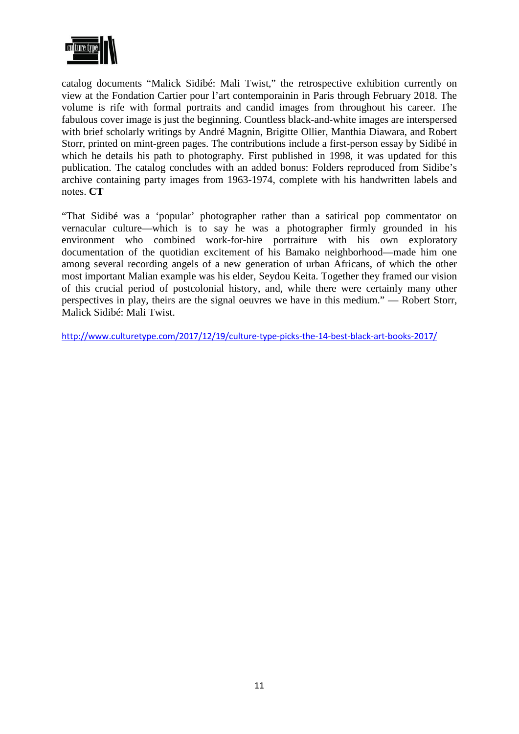catalog documents "Malick Sidibé: Mali Twist," the retrospective exhibition currently on view at the Fondation Cartier pour l'art contemporainin in Paris through February 2018. The volume is rife with formal portraits and candid images from throughout his career. The fabulous cover image is just the beginning. Countless black-and-white images are interspersed with brief scholarly writings by André Magnin, Brigitte Ollier, Manthia Diawara, and Robert Storr, printed on mint-green pages. The contributions include a first-person essay by Sidibé in which he details his path to photography. First published in 1998, it was updated for this publication. The catalog concludes with an added bonus: Folders reproduced from Sidibe's archive containing party images from 1963-1974, complete with his handwritten labels and notes. **CT**

"That Sidibé was a 'popular' photographer rather than a satirical pop commentator on vernacular culture—which is to say he was a photographer firmly grounded in his environment who combined work-for-hire portraiture with his own exploratory documentation of the quotidian excitement of his Bamako neighborhood—made him one among several recording angels of a new generation of urban Africans, of which the other most important Malian example was his elder, Seydou Keita. Together they framed our vision of this crucial period of postcolonial history, and, while there were certainly many other perspectives in play, theirs are the signal oeuvres we have in this medium." — Robert Storr, Malick Sidibé: Mali Twist.

http://www.culturetype.com/2017/12/19/culture-type-picks-the-14-best-black-art-books-2017/